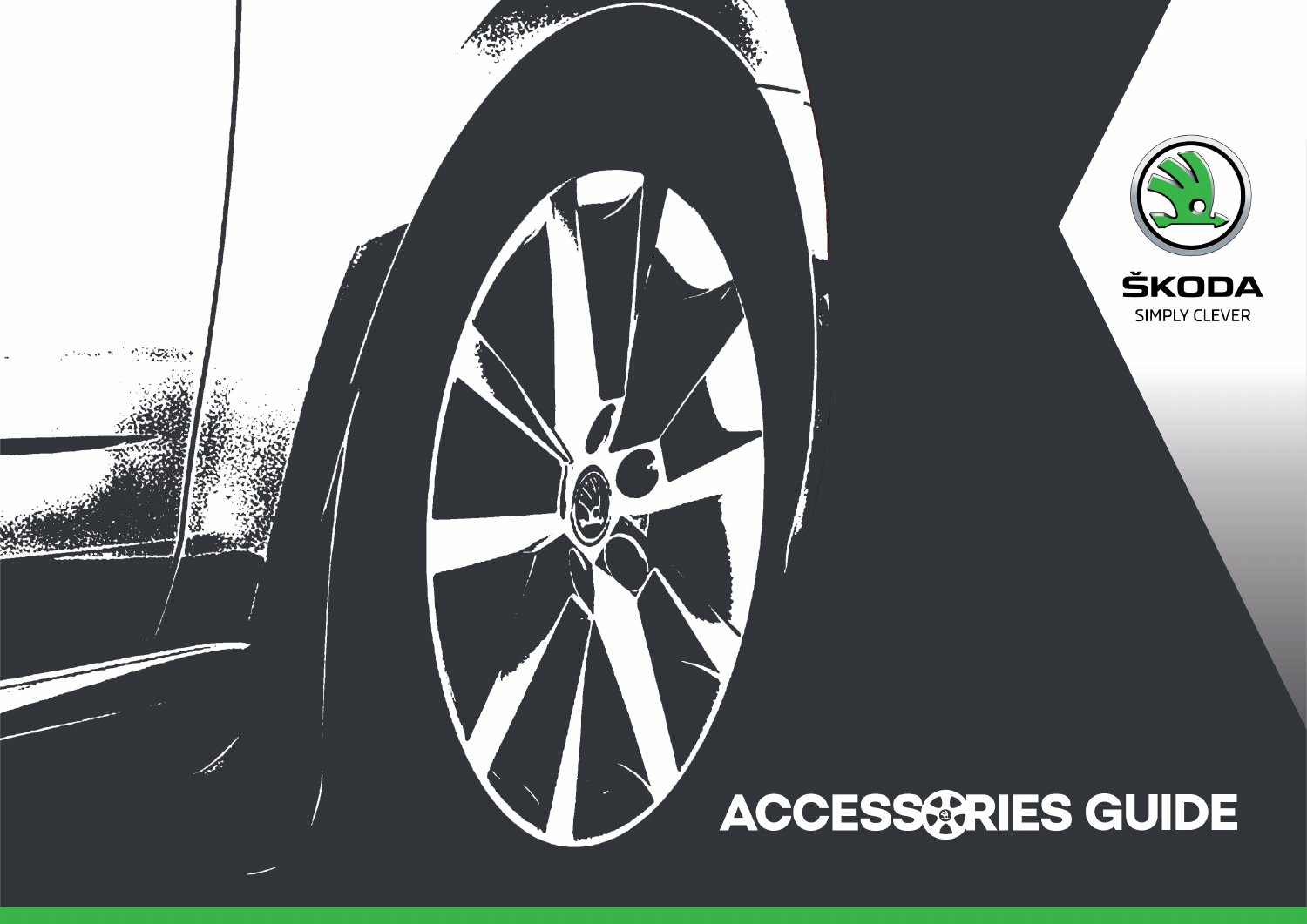ŠKODA

SIMPLY CLEVER

# ACCESSORIES GUIDE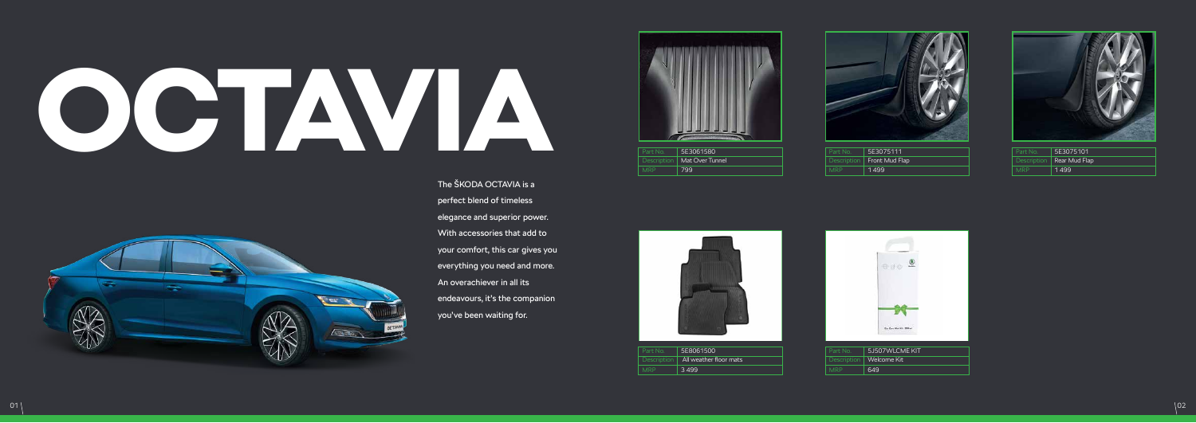# OCTAVIA

The ŠKODA OCTAVIA is a perfect blend of timeless elegance and superior power. With accessories that add to your comfort, this car gives you everything you need and more. An overachiever in all its endeavours, it's the companion you've been waiting for.

| Part No. | 5E3061580 |
| --- | --- |
| Description | Mat Over Tunnel |
| MRP | 799 |

| Part No. | 5E3075111 |
| --- | --- |
| Description | Front Mud Flap |
| MRP | 1 499 |

| Part No. | 5E3075101 |
| --- | --- |
| Description | Rear Mud Flap |
| MRP | 1 499 |

| Part No. | 5E8061500 |
| --- | --- |
| Description | All weather floor mats |
| MRP | 3 499 |

| Part No. | 5J507WLCME KIT |
| --- | --- |
| Description | Welcome Kit |
| MRP | 649 |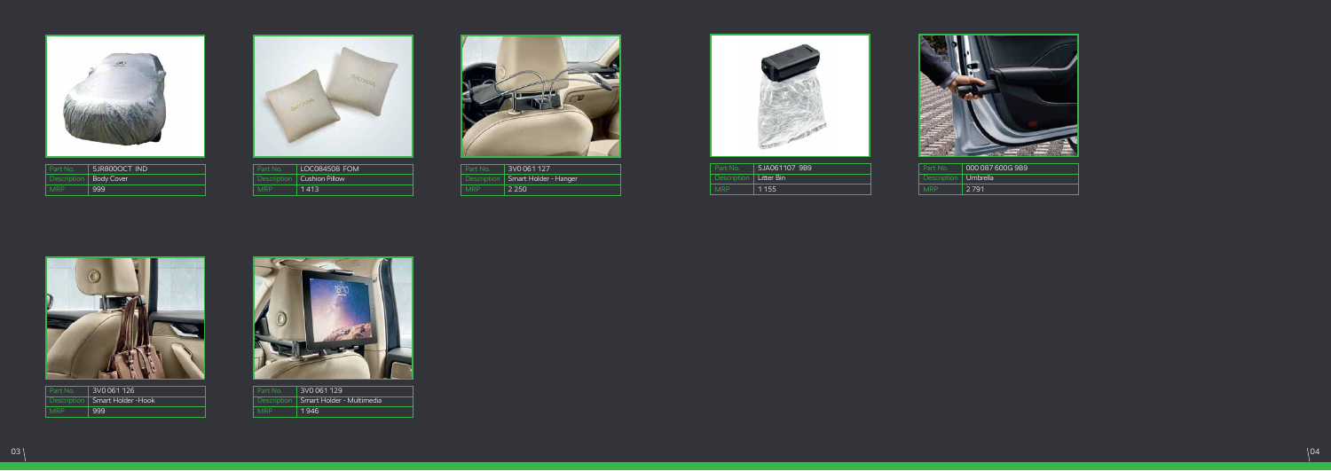| Part No. | 5JR800OCT IND |
| --- | --- |
| Description | Body Cover |
| MRP | 999 |

| Part No. | LOC084508 FOM |
| --- | --- |
| Description | Cushion Pillow |
| MRP | 1 413 |

| Part No. | 3V0 061 127 |
| --- | --- |
| Description | Smart Holder - Hanger |
| MRP | 2 250 |

| Part No. | 5JA061107 9B9 |
| --- | --- |
| Description | Litter Bin |
| MRP | 1 155 |

| Part No. | 000 087 600G 9B9 |
| --- | --- |
| Description | Umbrella |
| MRP | 2 791 |

| Part No. | 3V0 061 126 |
| --- | --- |
| Description | Smart Holder -Hook |
| MRP | 999 |

| Part No. | 3V0 061 129 |
| --- | --- |
| Description | Smart Holder - Multimedia |
| MRP | 1 946 |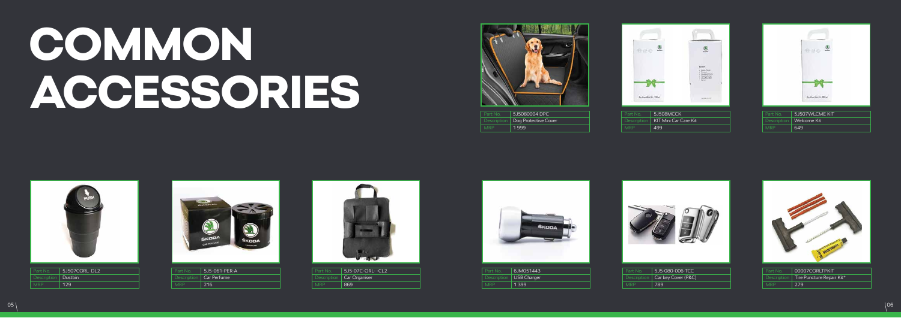# COMMON ACCESSORIES

| Part No. | 5J5080004 DPC |
|---|---|
| Description | Dog Protective Cover |
| MRP | 1 999 |

| Part No. | 5J508MCCK |
|---|---|
| Description | KIT Mini Car Care Kit |
| MRP | 499 |

| Part No. | 5J507WLCME KIT |
|---|---|
| Description | Welcome Kit |
| MRP | 649 |

| Part No. | 5J507CORL DL2 |
|---|---|
| Description | Dustbin |
| MRP | 129 |

| Part No. | 5J5-061-PER-A |
|---|---|
| Description | Car Perfume |
| MRP | 216 |

| Part No. | 5J5-07C-ORL- -CL2 |
|---|---|
| Description | Car Organiser |
| MRP | 869 |

| Part No. | 6JM051443 |
|---|---|
| Description | USB Charger |
| MRP | 1 399 |

| Part No. | 5J5-080-006-TCC |
|---|---|
| Description | Car key Cover (P&C) |
| MRP | 789 |

| Part No. | 00007CORLTPKIT |
|---|---|
| Description | Tire Puncture Repair Kit* |
| MRP | 279 |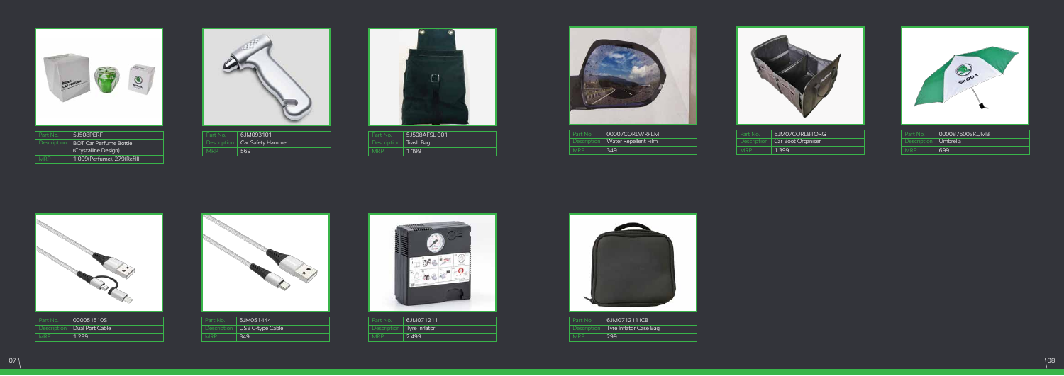| Part No. | 5JS08PERF |
| --- | --- |
| Description | BOT Car Perfume Bottle (Crystalline Design) |
| MRP | 1 099(Perfume), 279(Refill) |

| Part No. | 6JM093101 |
| --- | --- |
| Description | Car Safety Hammer |
| MRP | 569 |

| Part No. | 5JS08AFSL 001 |
| --- | --- |
| Description | Trash Bag |
| MRP | 1 199 |

| Part No. | 00007CORLWRFLM |
| --- | --- |
| Description | Water Repellent Film |
| MRP | 349 |

| Part No. | 6JM07CORLBTORG |
| --- | --- |
| Description | Car Boot Organiser |
| MRP | 1 399 |

| Part No. | 000087600SKUMB |
| --- | --- |
| Description | Umbrella |
| MRP | 699 |

| Part No. | 000051510S |
| --- | --- |
| Description | Dual Port Cable |
| MRP | 1 299 |

| Part No. | 6JM051444 |
| --- | --- |
| Description | USB C-type Cable |
| MRP | 349 |

| Part No. | 6JM071211 |
| --- | --- |
| Description | Tyre Inflator |
| MRP | 2 499 |

| Part No. | 6JM071211 ICB |
| --- | --- |
| Description | Tyre Inflator Case Bag |
| MRP | 299 |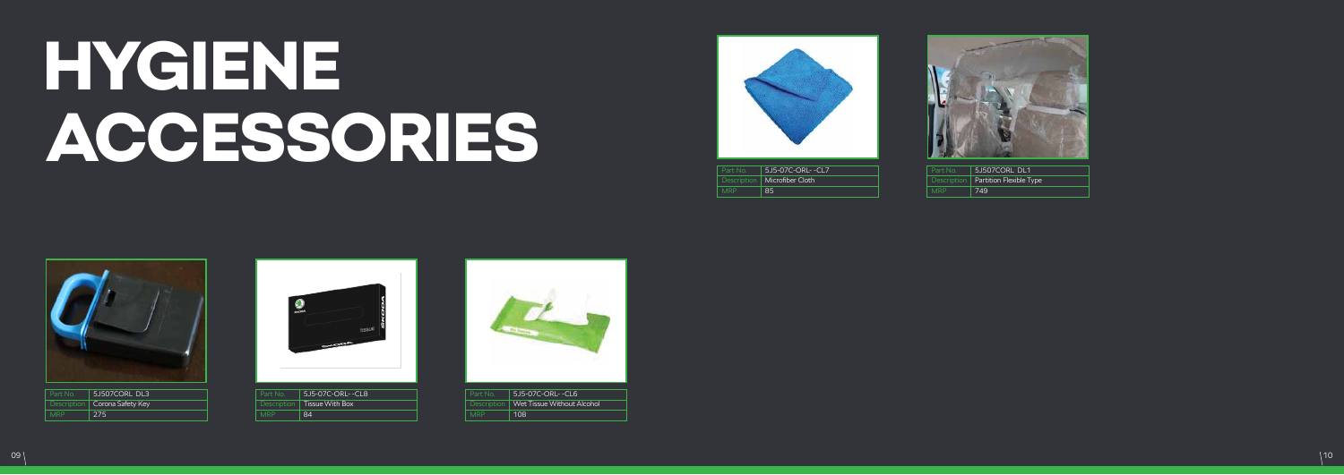# HYGIENE ACCESSORIES

| Part No. | 5J5-07C-ORL- -CL7 |
| --- | --- |
| Description | Microfiber Cloth |
| MRP | 85 |

| Part No. | 5J507CORL DL1 |
| --- | --- |
| Description | Partition Flexible Type |
| MRP | 749 |

| Part No. | 5J507CORL DL3 |
| --- | --- |
| Description | Corona Safety Key |
| MRP | 275 |

| Part No. | 5J5-07C-ORL- -CL8 |
| --- | --- |
| Description | Tissue With Box |
| MRP | 84 |

| Part No. | 5J5-07C-ORL- -CL6 |
| --- | --- |
| Description | Wet Tissue Without Alcohol |
| MRP | 108 |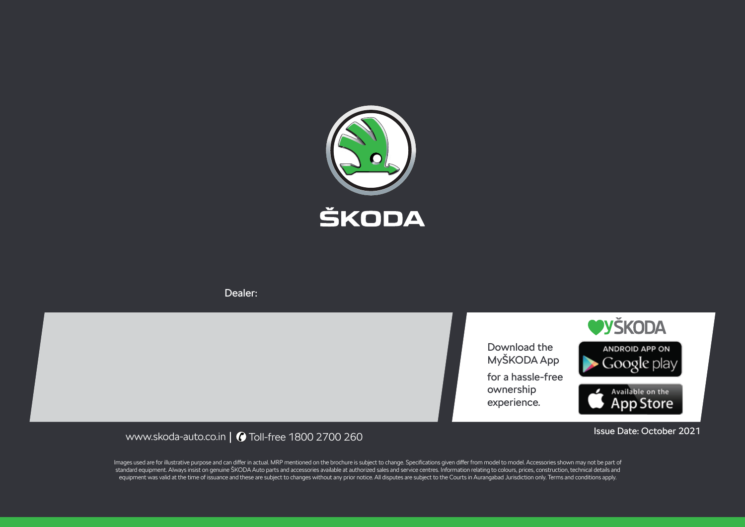ŠKODA

Dealer:

Download the MyŠKODA App for a hassle-free ownership experience.

MyŠKODA

ANDROID APP ON Google play

Available on the App Store

www.skoda-auto.co.in | Toll-free 1800 2700 260

Issue Date: October 2021

Images used are for illustrative purpose and can differ in actual. MRP mentioned on the brochure is subject to change. Specifications given differ from model to model. Accessories shown may not be part of standard equipment. Always insist on genuine ŠKODA Auto parts and accessories available at authorized sales and service centres. Information relating to colours, prices, construction, technical details and equipment was valid at the time of issuance and these are subject to changes without any prior notice. All disputes are subject to the Courts in Aurangabad Jurisdiction only. Terms and conditions apply.